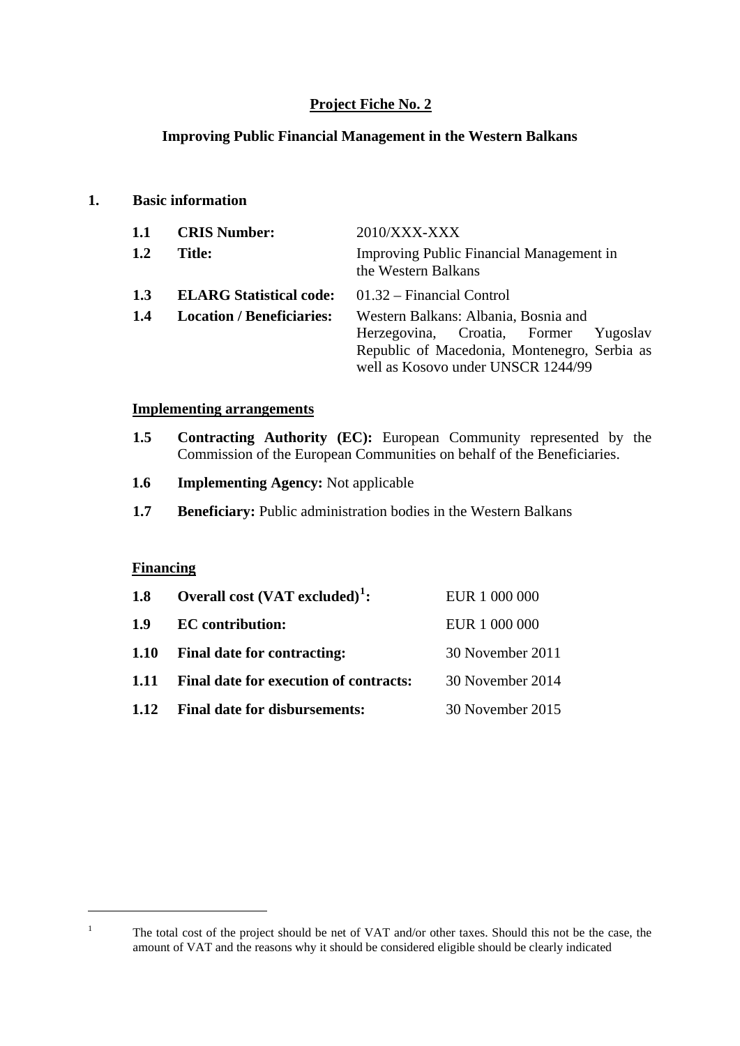# Project Fiche No. 2

## Improving Public Financial Management in the Western Balkans

### 1. Basic information

**1.1 CRIS Number:** 2010/XXX-XXX

**1.2 Title:** Improving Public Financial Management in the Western Balkans

**1.3 ELARG Statistical code:** 01.32 – Financial Control

**1.4 Location / Beneficiaries:** Western Balkans: Albania, Bosnia and Herzegovina, Croatia, Former Yugoslav Republic of Macedonia, Montenegro, Serbia as well as Kosovo under UNSCR 1244/99

#### Implementing arrangements

**1.5 Contracting Authority (EC):** European Community represented by the Commission of the European Communities on behalf of the Beneficiaries.

**1.6 Implementing Agency:** Not applicable

**1.7 Beneficiary:** Public administration bodies in the Western Balkans

#### Financing

**1.8 Overall cost (VAT excluded)[1]:** EUR 1 000 000

**1.9 EC contribution:** EUR 1 000 000

**1.10 Final date for contracting:** 30 November 2011

**1.11 Final date for execution of contracts:** 30 November 2014

**1.12 Final date for disbursements:** 30 November 2015

---

[1] The total cost of the project should be net of VAT and/or other taxes. Should this not be the case, the amount of VAT and the reasons why it should be considered eligible should be clearly indicated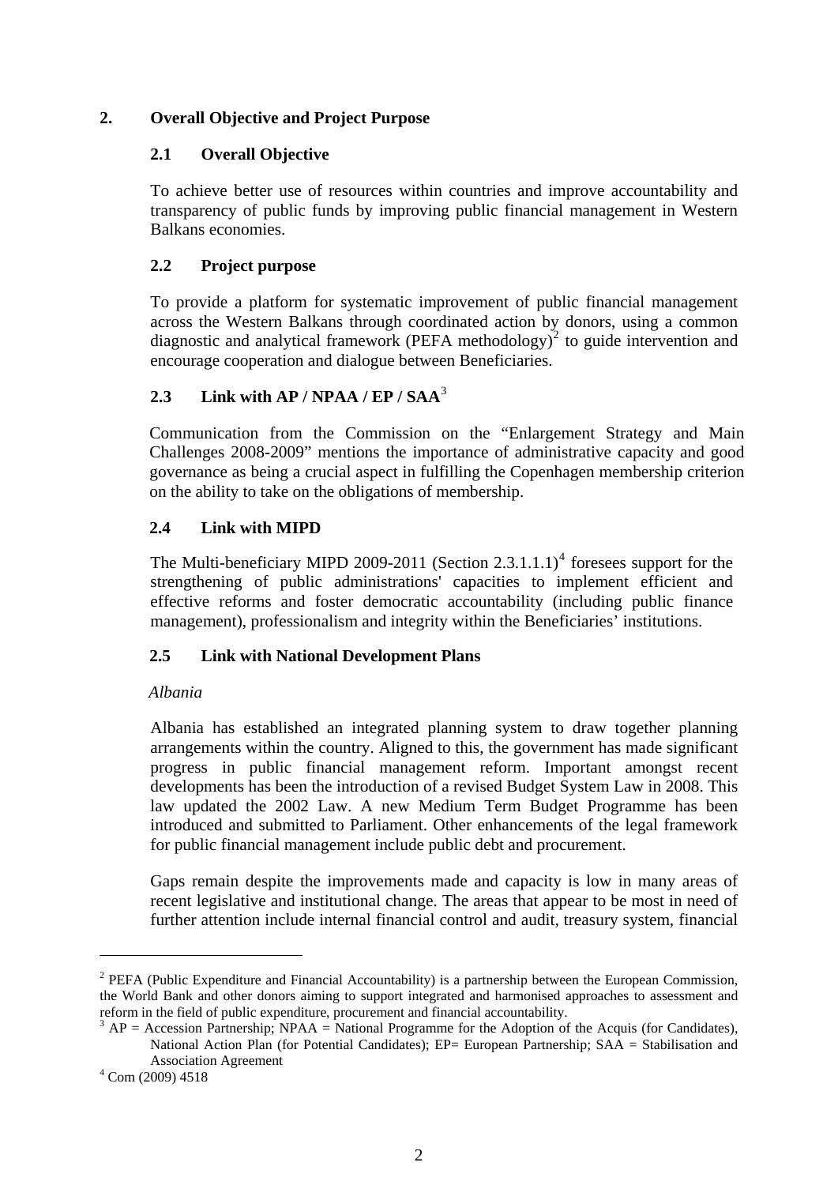## 2. Overall Objective and Project Purpose

### 2.1 Overall Objective

To achieve better use of resources within countries and improve accountability and transparency of public funds by improving public financial management in Western Balkans economies.

### 2.2 Project purpose

To provide a platform for systematic improvement of public financial management across the Western Balkans through coordinated action by donors, using a common diagnostic and analytical framework (PEFA methodology)[2] to guide intervention and encourage cooperation and dialogue between Beneficiaries.

### 2.3 Link with AP / NPAA / EP / SAA[3]

Communication from the Commission on the "Enlargement Strategy and Main Challenges 2008-2009" mentions the importance of administrative capacity and good governance as being a crucial aspect in fulfilling the Copenhagen membership criterion on the ability to take on the obligations of membership.

### 2.4 Link with MIPD

The Multi-beneficiary MIPD 2009-2011 (Section 2.3.1.1.1)[4] foresees support for the strengthening of public administrations' capacities to implement efficient and effective reforms and foster democratic accountability (including public finance management), professionalism and integrity within the Beneficiaries' institutions.

### 2.5 Link with National Development Plans

*Albania*

Albania has established an integrated planning system to draw together planning arrangements within the country. Aligned to this, the government has made significant progress in public financial management reform. Important amongst recent developments has been the introduction of a revised Budget System Law in 2008. This law updated the 2002 Law. A new Medium Term Budget Programme has been introduced and submitted to Parliament. Other enhancements of the legal framework for public financial management include public debt and procurement.

Gaps remain despite the improvements made and capacity is low in many areas of recent legislative and institutional change. The areas that appear to be most in need of further attention include internal financial control and audit, treasury system, financial

---

[2] PEFA (Public Expenditure and Financial Accountability) is a partnership between the European Commission, the World Bank and other donors aiming to support integrated and harmonised approaches to assessment and reform in the field of public expenditure, procurement and financial accountability.

[3] AP = Accession Partnership; NPAA = National Programme for the Adoption of the Acquis (for Candidates), National Action Plan (for Potential Candidates); EP= European Partnership; SAA = Stabilisation and Association Agreement

[4] Com (2009) 4518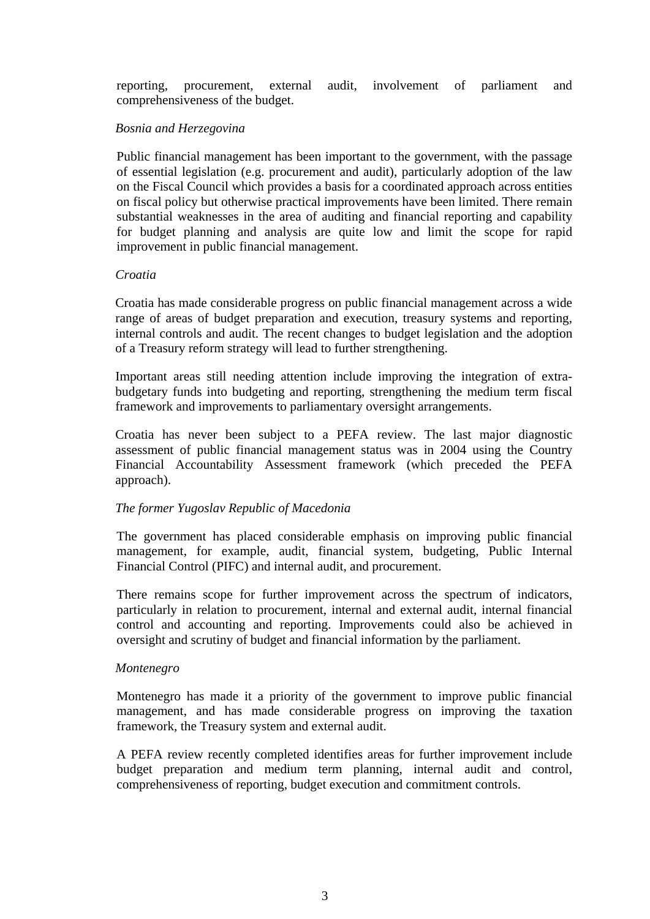reporting, procurement, external audit, involvement of parliament and comprehensiveness of the budget.

*Bosnia and Herzegovina*

Public financial management has been important to the government, with the passage of essential legislation (e.g. procurement and audit), particularly adoption of the law on the Fiscal Council which provides a basis for a coordinated approach across entities on fiscal policy but otherwise practical improvements have been limited. There remain substantial weaknesses in the area of auditing and financial reporting and capability for budget planning and analysis are quite low and limit the scope for rapid improvement in public financial management.

*Croatia*

Croatia has made considerable progress on public financial management across a wide range of areas of budget preparation and execution, treasury systems and reporting, internal controls and audit. The recent changes to budget legislation and the adoption of a Treasury reform strategy will lead to further strengthening.

Important areas still needing attention include improving the integration of extra-budgetary funds into budgeting and reporting, strengthening the medium term fiscal framework and improvements to parliamentary oversight arrangements.

Croatia has never been subject to a PEFA review. The last major diagnostic assessment of public financial management status was in 2004 using the Country Financial Accountability Assessment framework (which preceded the PEFA approach).

*The former Yugoslav Republic of Macedonia*

The government has placed considerable emphasis on improving public financial management, for example, audit, financial system, budgeting, Public Internal Financial Control (PIFC) and internal audit, and procurement.

There remains scope for further improvement across the spectrum of indicators, particularly in relation to procurement, internal and external audit, internal financial control and accounting and reporting. Improvements could also be achieved in oversight and scrutiny of budget and financial information by the parliament.

*Montenegro*

Montenegro has made it a priority of the government to improve public financial management, and has made considerable progress on improving the taxation framework, the Treasury system and external audit.

A PEFA review recently completed identifies areas for further improvement include budget preparation and medium term planning, internal audit and control, comprehensiveness of reporting, budget execution and commitment controls.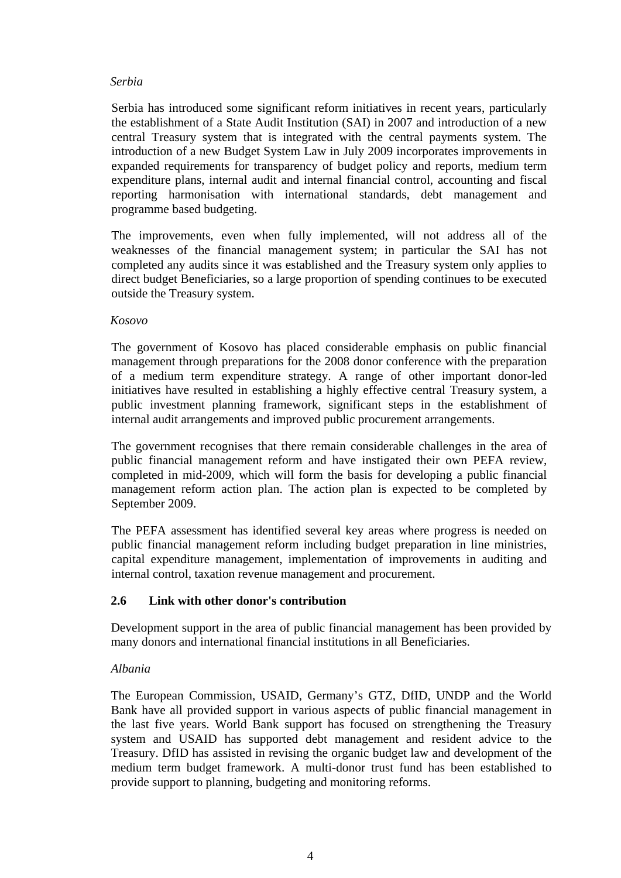*Serbia*

Serbia has introduced some significant reform initiatives in recent years, particularly the establishment of a State Audit Institution (SAI) in 2007 and introduction of a new central Treasury system that is integrated with the central payments system. The introduction of a new Budget System Law in July 2009 incorporates improvements in expanded requirements for transparency of budget policy and reports, medium term expenditure plans, internal audit and internal financial control, accounting and fiscal reporting harmonisation with international standards, debt management and programme based budgeting.

The improvements, even when fully implemented, will not address all of the weaknesses of the financial management system; in particular the SAI has not completed any audits since it was established and the Treasury system only applies to direct budget Beneficiaries, so a large proportion of spending continues to be executed outside the Treasury system.

*Kosovo*

The government of Kosovo has placed considerable emphasis on public financial management through preparations for the 2008 donor conference with the preparation of a medium term expenditure strategy. A range of other important donor-led initiatives have resulted in establishing a highly effective central Treasury system, a public investment planning framework, significant steps in the establishment of internal audit arrangements and improved public procurement arrangements.

The government recognises that there remain considerable challenges in the area of public financial management reform and have instigated their own PEFA review, completed in mid-2009, which will form the basis for developing a public financial management reform action plan. The action plan is expected to be completed by September 2009.

The PEFA assessment has identified several key areas where progress is needed on public financial management reform including budget preparation in line ministries, capital expenditure management, implementation of improvements in auditing and internal control, taxation revenue management and procurement.

### 2.6 Link with other donor's contribution

Development support in the area of public financial management has been provided by many donors and international financial institutions in all Beneficiaries.

*Albania*

The European Commission, USAID, Germany's GTZ, DfID, UNDP and the World Bank have all provided support in various aspects of public financial management in the last five years. World Bank support has focused on strengthening the Treasury system and USAID has supported debt management and resident advice to the Treasury. DfID has assisted in revising the organic budget law and development of the medium term budget framework. A multi-donor trust fund has been established to provide support to planning, budgeting and monitoring reforms.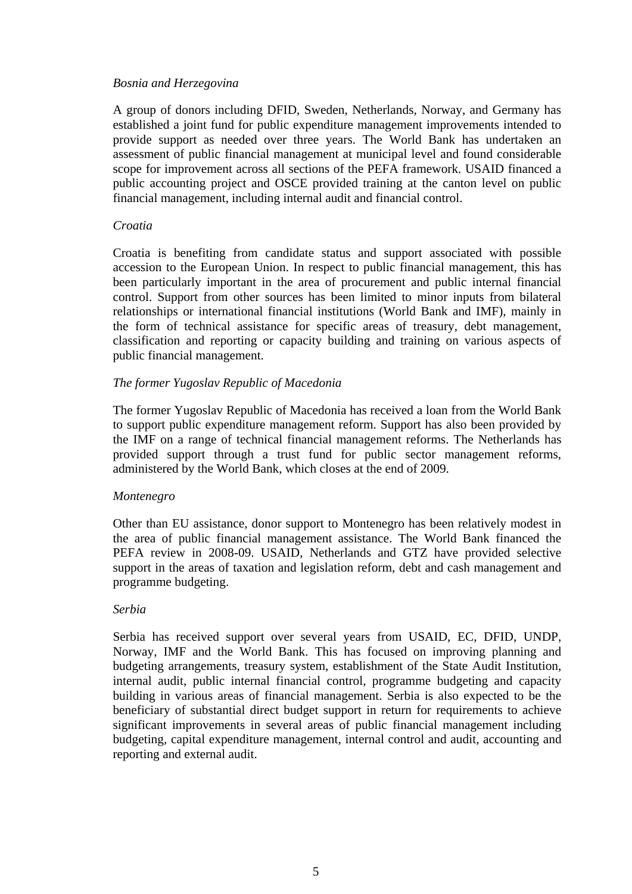*Bosnia and Herzegovina*

A group of donors including DFID, Sweden, Netherlands, Norway, and Germany has established a joint fund for public expenditure management improvements intended to provide support as needed over three years. The World Bank has undertaken an assessment of public financial management at municipal level and found considerable scope for improvement across all sections of the PEFA framework. USAID financed a public accounting project and OSCE provided training at the canton level on public financial management, including internal audit and financial control.

*Croatia*

Croatia is benefiting from candidate status and support associated with possible accession to the European Union. In respect to public financial management, this has been particularly important in the area of procurement and public internal financial control. Support from other sources has been limited to minor inputs from bilateral relationships or international financial institutions (World Bank and IMF), mainly in the form of technical assistance for specific areas of treasury, debt management, classification and reporting or capacity building and training on various aspects of public financial management.

*The former Yugoslav Republic of Macedonia*

The former Yugoslav Republic of Macedonia has received a loan from the World Bank to support public expenditure management reform. Support has also been provided by the IMF on a range of technical financial management reforms. The Netherlands has provided support through a trust fund for public sector management reforms, administered by the World Bank, which closes at the end of 2009.

*Montenegro*

Other than EU assistance, donor support to Montenegro has been relatively modest in the area of public financial management assistance. The World Bank financed the PEFA review in 2008-09. USAID, Netherlands and GTZ have provided selective support in the areas of taxation and legislation reform, debt and cash management and programme budgeting.

*Serbia*

Serbia has received support over several years from USAID, EC, DFID, UNDP, Norway, IMF and the World Bank. This has focused on improving planning and budgeting arrangements, treasury system, establishment of the State Audit Institution, internal audit, public internal financial control, programme budgeting and capacity building in various areas of financial management. Serbia is also expected to be the beneficiary of substantial direct budget support in return for requirements to achieve significant improvements in several areas of public financial management including budgeting, capital expenditure management, internal control and audit, accounting and reporting and external audit.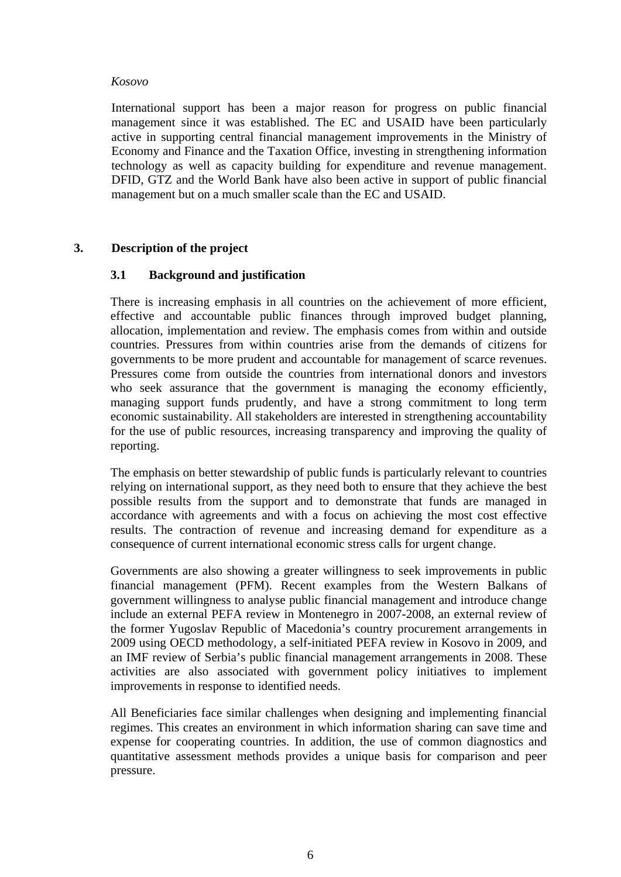*Kosovo*

International support has been a major reason for progress on public financial management since it was established. The EC and USAID have been particularly active in supporting central financial management improvements in the Ministry of Economy and Finance and the Taxation Office, investing in strengthening information technology as well as capacity building for expenditure and revenue management. DFID, GTZ and the World Bank have also been active in support of public financial management but on a much smaller scale than the EC and USAID.

## 3. Description of the project

### 3.1 Background and justification

There is increasing emphasis in all countries on the achievement of more efficient, effective and accountable public finances through improved budget planning, allocation, implementation and review. The emphasis comes from within and outside countries. Pressures from within countries arise from the demands of citizens for governments to be more prudent and accountable for management of scarce revenues. Pressures come from outside the countries from international donors and investors who seek assurance that the government is managing the economy efficiently, managing support funds prudently, and have a strong commitment to long term economic sustainability. All stakeholders are interested in strengthening accountability for the use of public resources, increasing transparency and improving the quality of reporting.

The emphasis on better stewardship of public funds is particularly relevant to countries relying on international support, as they need both to ensure that they achieve the best possible results from the support and to demonstrate that funds are managed in accordance with agreements and with a focus on achieving the most cost effective results. The contraction of revenue and increasing demand for expenditure as a consequence of current international economic stress calls for urgent change.

Governments are also showing a greater willingness to seek improvements in public financial management (PFM). Recent examples from the Western Balkans of government willingness to analyse public financial management and introduce change include an external PEFA review in Montenegro in 2007-2008, an external review of the former Yugoslav Republic of Macedonia's country procurement arrangements in 2009 using OECD methodology, a self-initiated PEFA review in Kosovo in 2009, and an IMF review of Serbia's public financial management arrangements in 2008. These activities are also associated with government policy initiatives to implement improvements in response to identified needs.

All Beneficiaries face similar challenges when designing and implementing financial regimes. This creates an environment in which information sharing can save time and expense for cooperating countries. In addition, the use of common diagnostics and quantitative assessment methods provides a unique basis for comparison and peer pressure.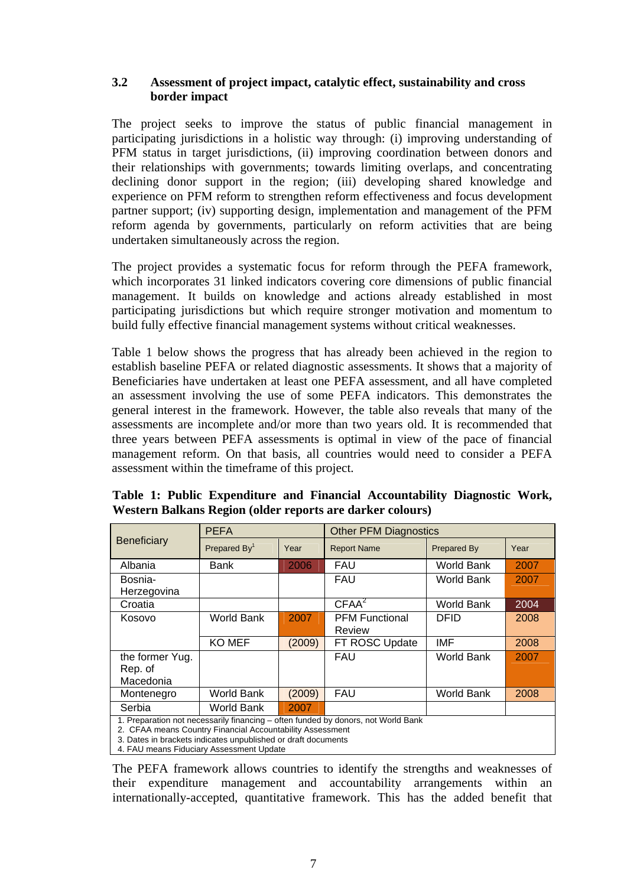### 3.2 Assessment of project impact, catalytic effect, sustainability and cross border impact

The project seeks to improve the status of public financial management in participating jurisdictions in a holistic way through: (i) improving understanding of PFM status in target jurisdictions, (ii) improving coordination between donors and their relationships with governments; towards limiting overlaps, and concentrating declining donor support in the region; (iii) developing shared knowledge and experience on PFM reform to strengthen reform effectiveness and focus development partner support; (iv) supporting design, implementation and management of the PFM reform agenda by governments, particularly on reform activities that are being undertaken simultaneously across the region.

The project provides a systematic focus for reform through the PEFA framework, which incorporates 31 linked indicators covering core dimensions of public financial management. It builds on knowledge and actions already established in most participating jurisdictions but which require stronger motivation and momentum to build fully effective financial management systems without critical weaknesses.

Table 1 below shows the progress that has already been achieved in the region to establish baseline PEFA or related diagnostic assessments. It shows that a majority of Beneficiaries have undertaken at least one PEFA assessment, and all have completed an assessment involving the use of some PEFA indicators. This demonstrates the general interest in the framework. However, the table also reveals that many of the assessments are incomplete and/or more than two years old. It is recommended that three years between PEFA assessments is optimal in view of the pace of financial management reform. On that basis, all countries would need to consider a PEFA assessment within the timeframe of this project.

**Table 1: Public Expenditure and Financial Accountability Diagnostic Work, Western Balkans Region (older reports are darker colours)**

| Beneficiary | PEFA | | Other PFM Diagnostics | | |
|---|---|---|---|---|---|
| | Prepared By[1] | Year | Report Name | Prepared By | Year |
| Albania | Bank | 2006 | FAU | World Bank | 2007 |
| Bosnia-Herzegovina | | | FAU | World Bank | 2007 |
| Croatia | | | CFAA[2] | World Bank | 2004 |
| Kosovo | World Bank | 2007 | PFM Functional Review | DFID | 2008 |
| | KO MEF | (2009) | FT ROSC Update | IMF | 2008 |
| the former Yug. Rep. of Macedonia | | | FAU | World Bank | 2007 |
| Montenegro | World Bank | (2009) | FAU | World Bank | 2008 |
| Serbia | World Bank | 2007 | | | |

1. Preparation not necessarily financing – often funded by donors, not World Bank
2. CFAA means Country Financial Accountability Assessment
3. Dates in brackets indicates unpublished or draft documents
4. FAU means Fiduciary Assessment Update

The PEFA framework allows countries to identify the strengths and weaknesses of their expenditure management and accountability arrangements within an internationally-accepted, quantitative framework. This has the added benefit that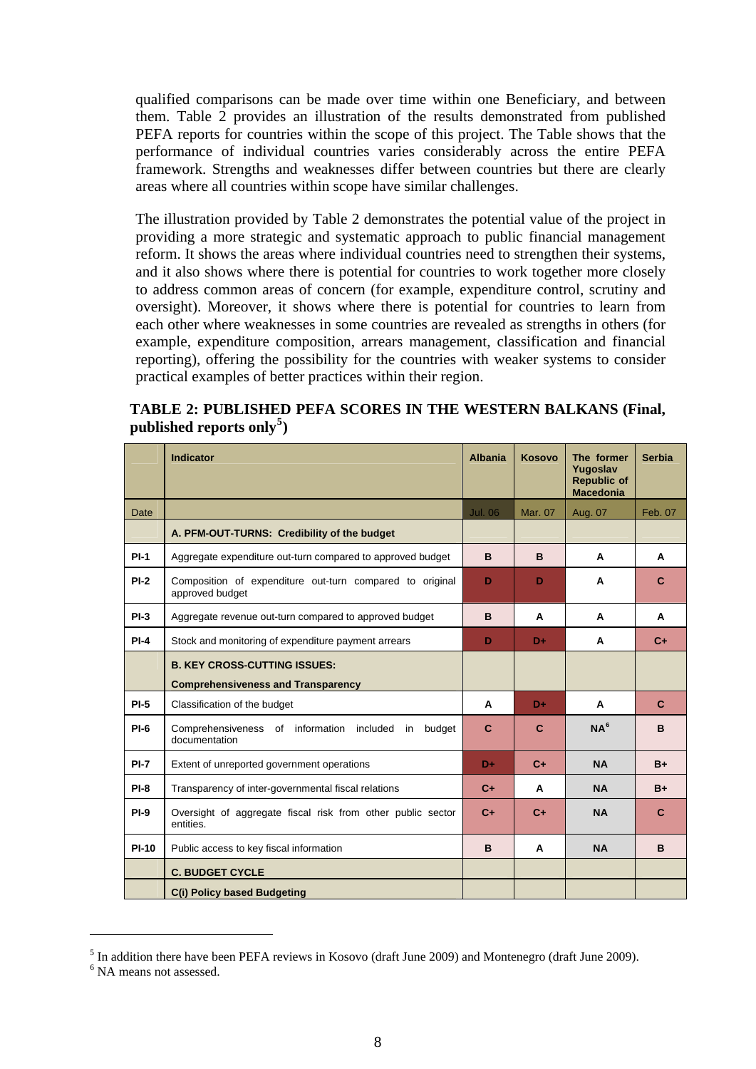qualified comparisons can be made over time within one Beneficiary, and between them. Table 2 provides an illustration of the results demonstrated from published PEFA reports for countries within the scope of this project. The Table shows that the performance of individual countries varies considerably across the entire PEFA framework. Strengths and weaknesses differ between countries but there are clearly areas where all countries within scope have similar challenges.

The illustration provided by Table 2 demonstrates the potential value of the project in providing a more strategic and systematic approach to public financial management reform. It shows the areas where individual countries need to strengthen their systems, and it also shows where there is potential for countries to work together more closely to address common areas of concern (for example, expenditure control, scrutiny and oversight). Moreover, it shows where there is potential for countries to learn from each other where weaknesses in some countries are revealed as strengths in others (for example, expenditure composition, arrears management, classification and financial reporting), offering the possibility for the countries with weaker systems to consider practical examples of better practices within their region.

**TABLE 2: PUBLISHED PEFA SCORES IN THE WESTERN BALKANS (Final, published reports only[5])**

| | Indicator | Albania | Kosovo | The former Yugoslav Republic of Macedonia | Serbia |
|---|---|---|---|---|---|
| Date | | Jul. 06 | Mar. 07 | Aug. 07 | Feb. 07 |
| | **A. PFM-OUT-TURNS: Credibility of the budget** | | | | |
| **PI-1** | Aggregate expenditure out-turn compared to approved budget | B | B | A | A |
| **PI-2** | Composition of expenditure out-turn compared to original approved budget | D | D | A | C |
| **PI-3** | Aggregate revenue out-turn compared to approved budget | B | A | A | A |
| **PI-4** | Stock and monitoring of expenditure payment arrears | D | D+ | A | C+ |
| | **B. KEY CROSS-CUTTING ISSUES: Comprehensiveness and Transparency** | | | | |
| **PI-5** | Classification of the budget | A | D+ | A | C |
| **PI-6** | Comprehensiveness of information included in budget documentation | C | C | NA[6] | B |
| **PI-7** | Extent of unreported government operations | D+ | C+ | NA | B+ |
| **PI-8** | Transparency of inter-governmental fiscal relations | C+ | A | NA | B+ |
| **PI-9** | Oversight of aggregate fiscal risk from other public sector entities. | C+ | C+ | NA | C |
| **PI-10** | Public access to key fiscal information | B | A | NA | B |
| | **C. BUDGET CYCLE** | | | | |
| | **C(i) Policy based Budgeting** | | | | |

[5] In addition there have been PEFA reviews in Kosovo (draft June 2009) and Montenegro (draft June 2009).

[6] NA means not assessed.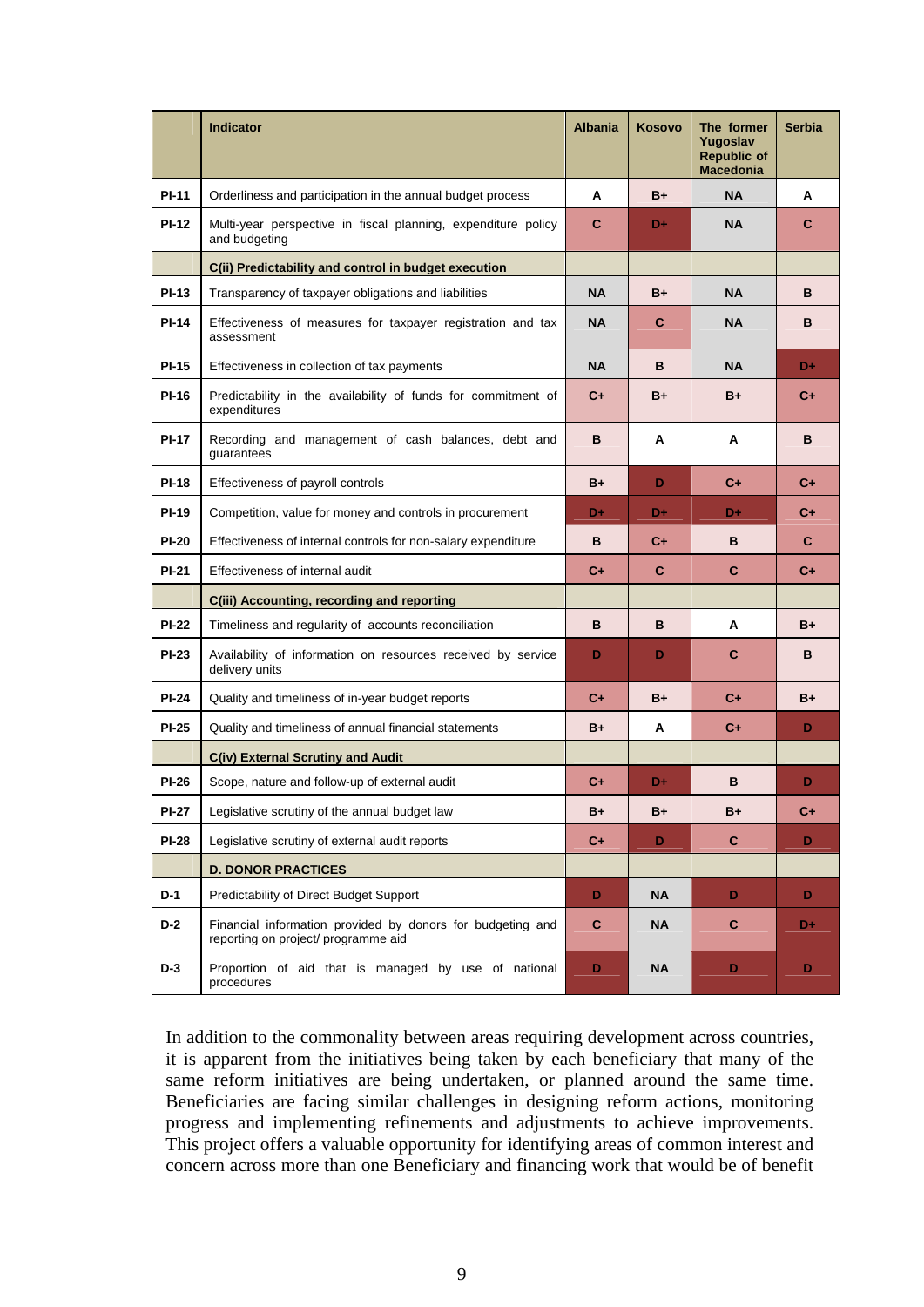| | Indicator | Albania | Kosovo | The former Yugoslav Republic of Macedonia | Serbia |
|---|---|---|---|---|---|
| PI-11 | Orderliness and participation in the annual budget process | A | B+ | NA | A |
| PI-12 | Multi-year perspective in fiscal planning, expenditure policy and budgeting | C | D+ | NA | C |
| | **C(ii) Predictability and control in budget execution** | | | | |
| PI-13 | Transparency of taxpayer obligations and liabilities | NA | B+ | NA | B |
| PI-14 | Effectiveness of measures for taxpayer registration and tax assessment | NA | C | NA | B |
| PI-15 | Effectiveness in collection of tax payments | NA | B | NA | D+ |
| PI-16 | Predictability in the availability of funds for commitment of expenditures | C+ | B+ | B+ | C+ |
| PI-17 | Recording and management of cash balances, debt and guarantees | B | A | A | B |
| PI-18 | Effectiveness of payroll controls | B+ | D | C+ | C+ |
| PI-19 | Competition, value for money and controls in procurement | D+ | D+ | D+ | C+ |
| PI-20 | Effectiveness of internal controls for non-salary expenditure | B | C+ | B | C |
| PI-21 | Effectiveness of internal audit | C+ | C | C | C+ |
| | **C(iii) Accounting, recording and reporting** | | | | |
| PI-22 | Timeliness and regularity of accounts reconciliation | B | B | A | B+ |
| PI-23 | Availability of information on resources received by service delivery units | D | D | C | B |
| PI-24 | Quality and timeliness of in-year budget reports | C+ | B+ | C+ | B+ |
| PI-25 | Quality and timeliness of annual financial statements | B+ | A | C+ | D |
| | **C(iv) External Scrutiny and Audit** | | | | |
| PI-26 | Scope, nature and follow-up of external audit | C+ | D+ | B | D |
| PI-27 | Legislative scrutiny of the annual budget law | B+ | B+ | B+ | C+ |
| PI-28 | Legislative scrutiny of external audit reports | C+ | D | C | D |
| | **D. DONOR PRACTICES** | | | | |
| D-1 | Predictability of Direct Budget Support | D | NA | D | D |
| D-2 | Financial information provided by donors for budgeting and reporting on project/ programme aid | C | NA | C | D+ |
| D-3 | Proportion of aid that is managed by use of national procedures | D | NA | D | D |

In addition to the commonality between areas requiring development across countries, it is apparent from the initiatives being taken by each beneficiary that many of the same reform initiatives are being undertaken, or planned around the same time. Beneficiaries are facing similar challenges in designing reform actions, monitoring progress and implementing refinements and adjustments to achieve improvements. This project offers a valuable opportunity for identifying areas of common interest and concern across more than one Beneficiary and financing work that would be of benefit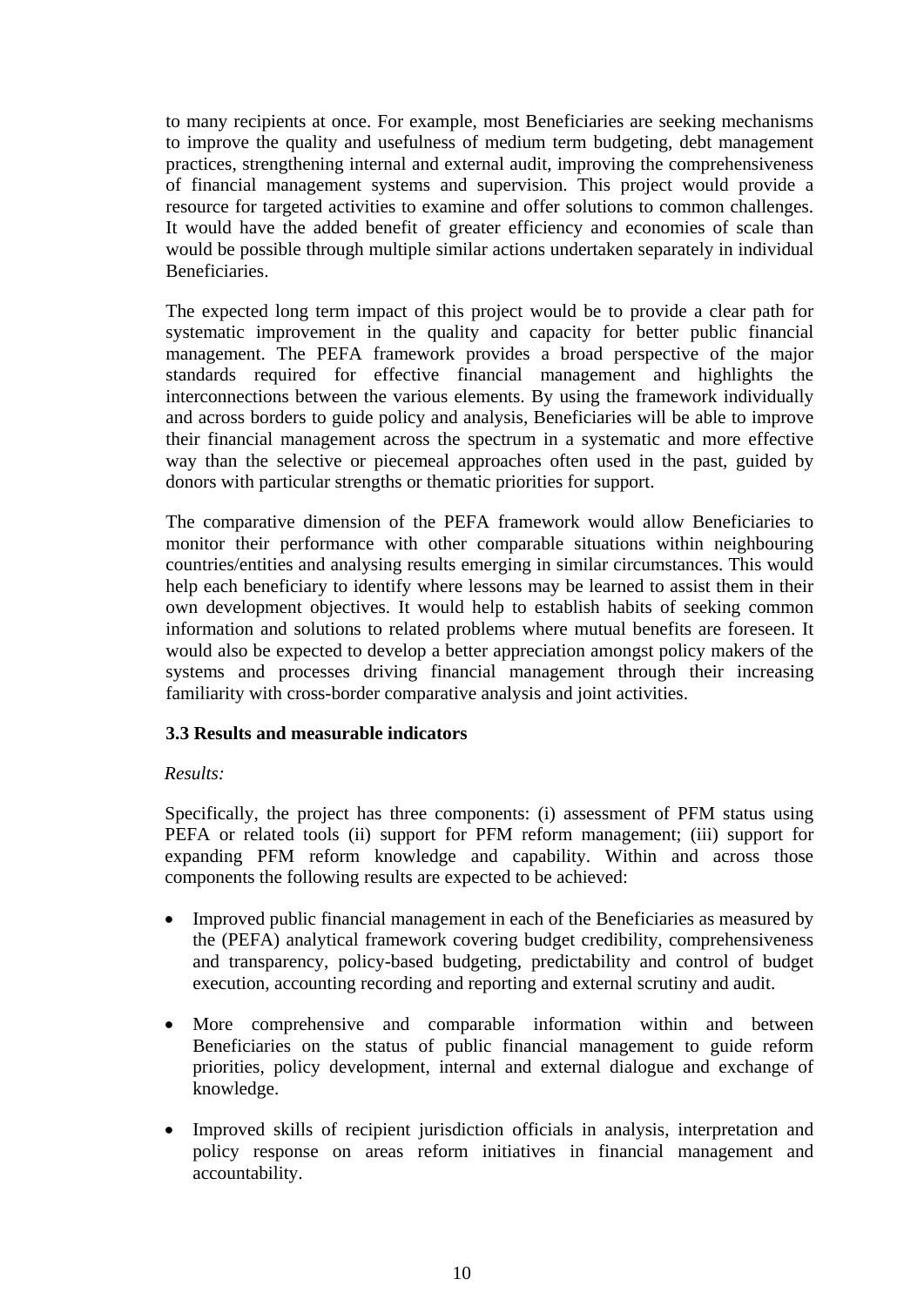to many recipients at once. For example, most Beneficiaries are seeking mechanisms to improve the quality and usefulness of medium term budgeting, debt management practices, strengthening internal and external audit, improving the comprehensiveness of financial management systems and supervision. This project would provide a resource for targeted activities to examine and offer solutions to common challenges. It would have the added benefit of greater efficiency and economies of scale than would be possible through multiple similar actions undertaken separately in individual Beneficiaries.

The expected long term impact of this project would be to provide a clear path for systematic improvement in the quality and capacity for better public financial management. The PEFA framework provides a broad perspective of the major standards required for effective financial management and highlights the interconnections between the various elements. By using the framework individually and across borders to guide policy and analysis, Beneficiaries will be able to improve their financial management across the spectrum in a systematic and more effective way than the selective or piecemeal approaches often used in the past, guided by donors with particular strengths or thematic priorities for support.

The comparative dimension of the PEFA framework would allow Beneficiaries to monitor their performance with other comparable situations within neighbouring countries/entities and analysing results emerging in similar circumstances. This would help each beneficiary to identify where lessons may be learned to assist them in their own development objectives. It would help to establish habits of seeking common information and solutions to related problems where mutual benefits are foreseen. It would also be expected to develop a better appreciation amongst policy makers of the systems and processes driving financial management through their increasing familiarity with cross-border comparative analysis and joint activities.

### 3.3 Results and measurable indicators

*Results:*

Specifically, the project has three components: (i) assessment of PFM status using PEFA or related tools (ii) support for PFM reform management; (iii) support for expanding PFM reform knowledge and capability. Within and across those components the following results are expected to be achieved:

- Improved public financial management in each of the Beneficiaries as measured by the (PEFA) analytical framework covering budget credibility, comprehensiveness and transparency, policy-based budgeting, predictability and control of budget execution, accounting recording and reporting and external scrutiny and audit.
- More comprehensive and comparable information within and between Beneficiaries on the status of public financial management to guide reform priorities, policy development, internal and external dialogue and exchange of knowledge.
- Improved skills of recipient jurisdiction officials in analysis, interpretation and policy response on areas reform initiatives in financial management and accountability.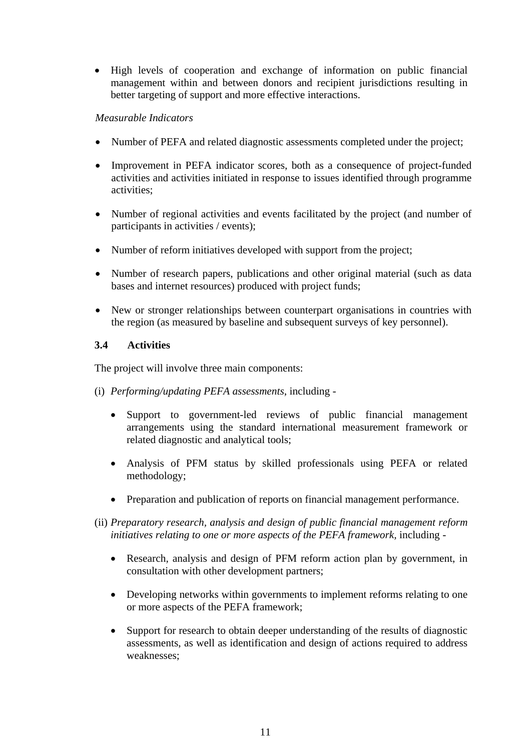- High levels of cooperation and exchange of information on public financial management within and between donors and recipient jurisdictions resulting in better targeting of support and more effective interactions.

*Measurable Indicators*

- Number of PEFA and related diagnostic assessments completed under the project;
- Improvement in PEFA indicator scores, both as a consequence of project-funded activities and activities initiated in response to issues identified through programme activities;
- Number of regional activities and events facilitated by the project (and number of participants in activities / events);
- Number of reform initiatives developed with support from the project;
- Number of research papers, publications and other original material (such as data bases and internet resources) produced with project funds;
- New or stronger relationships between counterpart organisations in countries with the region (as measured by baseline and subsequent surveys of key personnel).

### 3.4 Activities

The project will involve three main components:

(i) *Performing/updating PEFA assessments*, including -

- Support to government-led reviews of public financial management arrangements using the standard international measurement framework or related diagnostic and analytical tools;
- Analysis of PFM status by skilled professionals using PEFA or related methodology;
- Preparation and publication of reports on financial management performance.

(ii) *Preparatory research, analysis and design of public financial management reform initiatives relating to one or more aspects of the PEFA framework,* including -

- Research, analysis and design of PFM reform action plan by government, in consultation with other development partners;
- Developing networks within governments to implement reforms relating to one or more aspects of the PEFA framework;
- Support for research to obtain deeper understanding of the results of diagnostic assessments, as well as identification and design of actions required to address weaknesses;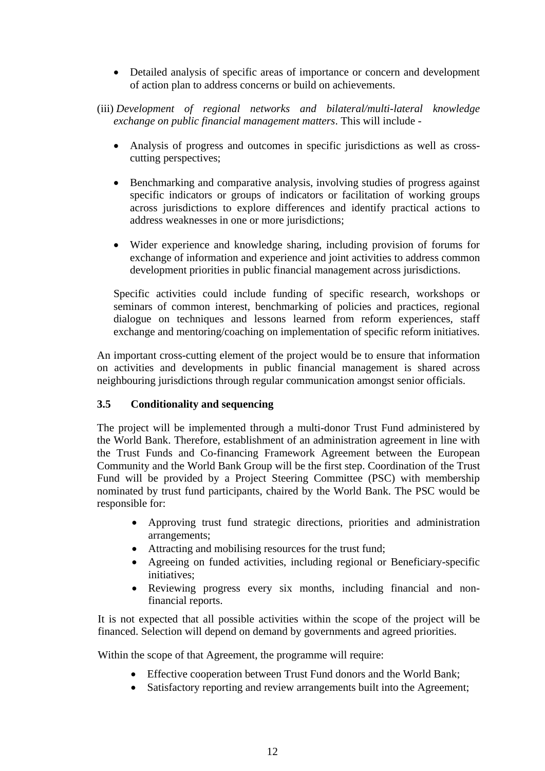- Detailed analysis of specific areas of importance or concern and development of action plan to address concerns or build on achievements.

(iii) *Development of regional networks and bilateral/multi-lateral knowledge exchange on public financial management matters*. This will include -

- Analysis of progress and outcomes in specific jurisdictions as well as cross-cutting perspectives;
- Benchmarking and comparative analysis, involving studies of progress against specific indicators or groups of indicators or facilitation of working groups across jurisdictions to explore differences and identify practical actions to address weaknesses in one or more jurisdictions;
- Wider experience and knowledge sharing, including provision of forums for exchange of information and experience and joint activities to address common development priorities in public financial management across jurisdictions.

Specific activities could include funding of specific research, workshops or seminars of common interest, benchmarking of policies and practices, regional dialogue on techniques and lessons learned from reform experiences, staff exchange and mentoring/coaching on implementation of specific reform initiatives.

An important cross-cutting element of the project would be to ensure that information on activities and developments in public financial management is shared across neighbouring jurisdictions through regular communication amongst senior officials.

### 3.5 Conditionality and sequencing

The project will be implemented through a multi-donor Trust Fund administered by the World Bank. Therefore, establishment of an administration agreement in line with the Trust Funds and Co-financing Framework Agreement between the European Community and the World Bank Group will be the first step. Coordination of the Trust Fund will be provided by a Project Steering Committee (PSC) with membership nominated by trust fund participants, chaired by the World Bank. The PSC would be responsible for:

- Approving trust fund strategic directions, priorities and administration arrangements;
- Attracting and mobilising resources for the trust fund;
- Agreeing on funded activities, including regional or Beneficiary-specific initiatives;
- Reviewing progress every six months, including financial and non-financial reports.

It is not expected that all possible activities within the scope of the project will be financed. Selection will depend on demand by governments and agreed priorities.

Within the scope of that Agreement, the programme will require:

- Effective cooperation between Trust Fund donors and the World Bank;
- Satisfactory reporting and review arrangements built into the Agreement;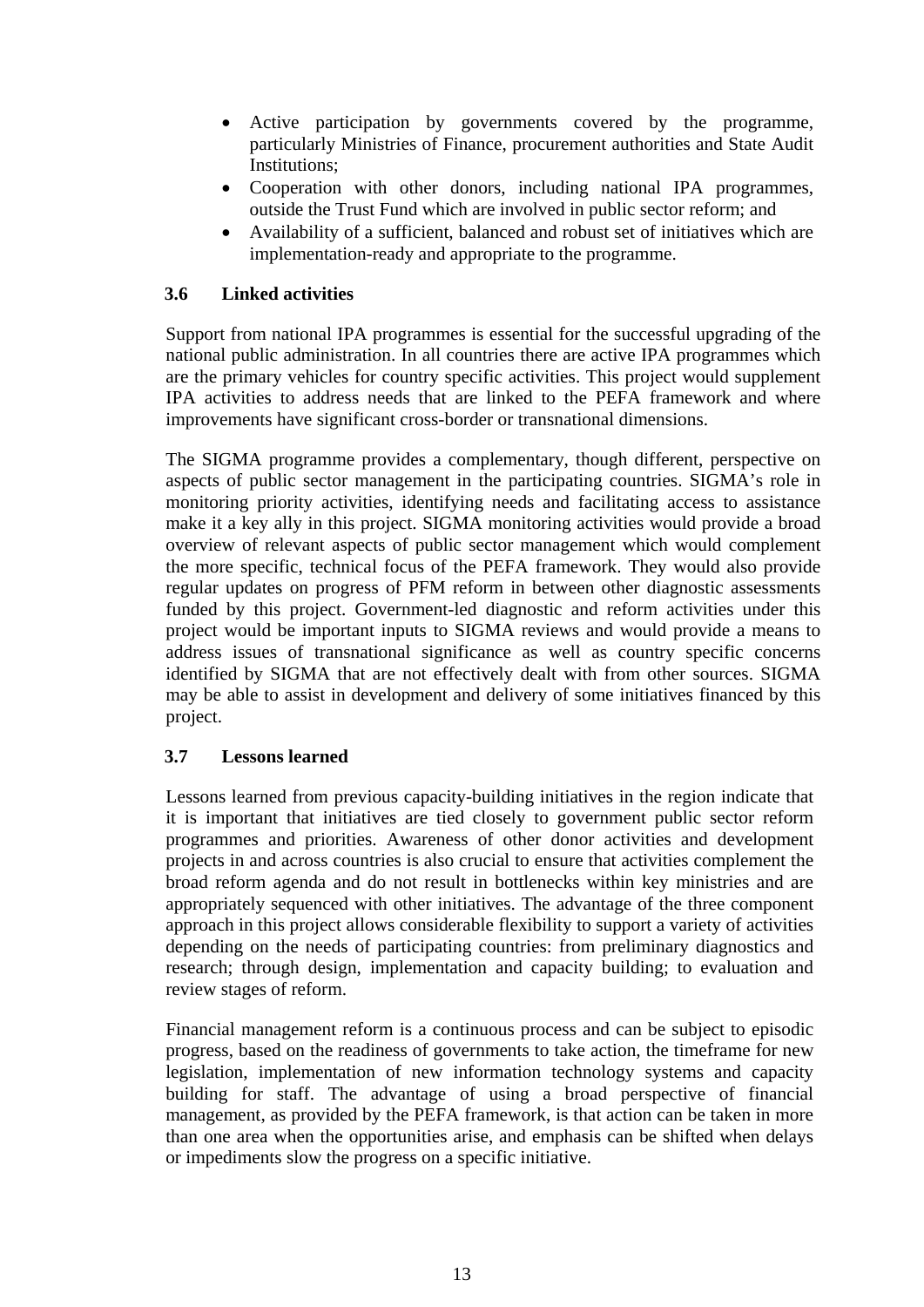- Active participation by governments covered by the programme, particularly Ministries of Finance, procurement authorities and State Audit Institutions;
- Cooperation with other donors, including national IPA programmes, outside the Trust Fund which are involved in public sector reform; and
- Availability of a sufficient, balanced and robust set of initiatives which are implementation-ready and appropriate to the programme.

### 3.6 Linked activities

Support from national IPA programmes is essential for the successful upgrading of the national public administration. In all countries there are active IPA programmes which are the primary vehicles for country specific activities. This project would supplement IPA activities to address needs that are linked to the PEFA framework and where improvements have significant cross-border or transnational dimensions.

The SIGMA programme provides a complementary, though different, perspective on aspects of public sector management in the participating countries. SIGMA's role in monitoring priority activities, identifying needs and facilitating access to assistance make it a key ally in this project. SIGMA monitoring activities would provide a broad overview of relevant aspects of public sector management which would complement the more specific, technical focus of the PEFA framework. They would also provide regular updates on progress of PFM reform in between other diagnostic assessments funded by this project. Government-led diagnostic and reform activities under this project would be important inputs to SIGMA reviews and would provide a means to address issues of transnational significance as well as country specific concerns identified by SIGMA that are not effectively dealt with from other sources. SIGMA may be able to assist in development and delivery of some initiatives financed by this project.

### 3.7 Lessons learned

Lessons learned from previous capacity-building initiatives in the region indicate that it is important that initiatives are tied closely to government public sector reform programmes and priorities. Awareness of other donor activities and development projects in and across countries is also crucial to ensure that activities complement the broad reform agenda and do not result in bottlenecks within key ministries and are appropriately sequenced with other initiatives. The advantage of the three component approach in this project allows considerable flexibility to support a variety of activities depending on the needs of participating countries: from preliminary diagnostics and research; through design, implementation and capacity building; to evaluation and review stages of reform.

Financial management reform is a continuous process and can be subject to episodic progress, based on the readiness of governments to take action, the timeframe for new legislation, implementation of new information technology systems and capacity building for staff. The advantage of using a broad perspective of financial management, as provided by the PEFA framework, is that action can be taken in more than one area when the opportunities arise, and emphasis can be shifted when delays or impediments slow the progress on a specific initiative.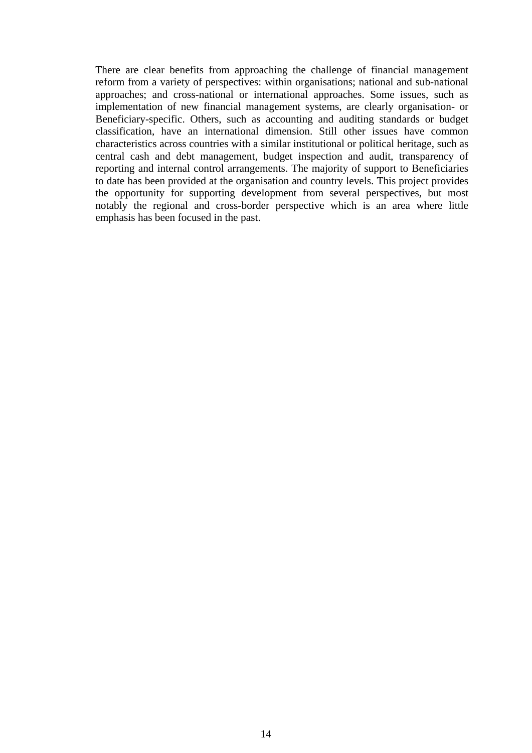There are clear benefits from approaching the challenge of financial management reform from a variety of perspectives: within organisations; national and sub-national approaches; and cross-national or international approaches. Some issues, such as implementation of new financial management systems, are clearly organisation- or Beneficiary-specific. Others, such as accounting and auditing standards or budget classification, have an international dimension. Still other issues have common characteristics across countries with a similar institutional or political heritage, such as central cash and debt management, budget inspection and audit, transparency of reporting and internal control arrangements. The majority of support to Beneficiaries to date has been provided at the organisation and country levels. This project provides the opportunity for supporting development from several perspectives, but most notably the regional and cross-border perspective which is an area where little emphasis has been focused in the past.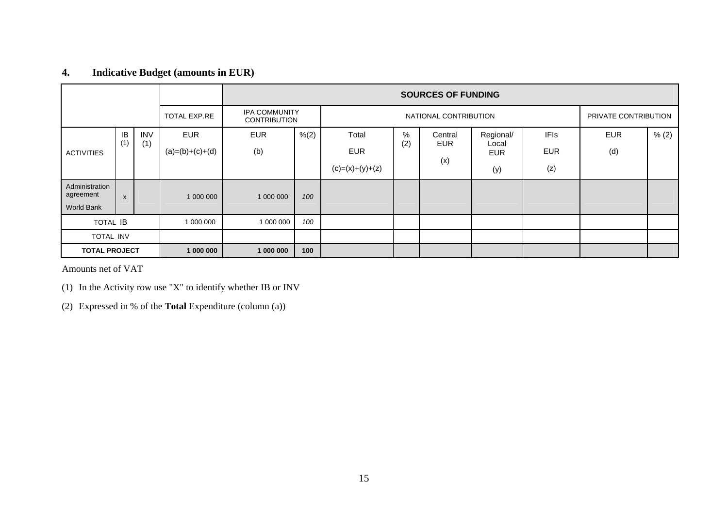## 4. Indicative Budget (amounts in EUR)

| | | | | SOURCES OF FUNDING | | | | | | | | |
|---|---|---|---|---|---|---|---|---|---|---|---|---|
| | | | TOTAL EXP.RE | IPA COMMUNITY CONTRIBUTION | | NATIONAL CONTRIBUTION | | | | | PRIVATE CONTRIBUTION | |
| ACTIVITIES | IB (1) | INV (1) | EUR (a)=(b)+(c)+(d) | EUR (b) | %(2) | Total EUR (c)=(x)+(y)+(z) | % (2) | Central EUR (x) | Regional/ Local EUR (y) | IFIs EUR (z) | EUR (d) | % (2) |
| Administration agreement World Bank | x | | 1 000 000 | 1 000 000 | *100* | | | | | | | |
| TOTAL IB | | | 1 000 000 | 1 000 000 | *100* | | | | | | | |
| TOTAL INV | | | | | | | | | | | | |
| **TOTAL PROJECT** | | | **1 000 000** | **1 000 000** | **100** | | | | | | | |

Amounts net of VAT

(1) In the Activity row use "X" to identify whether IB or INV

(2) Expressed in % of the **Total** Expenditure (column (a))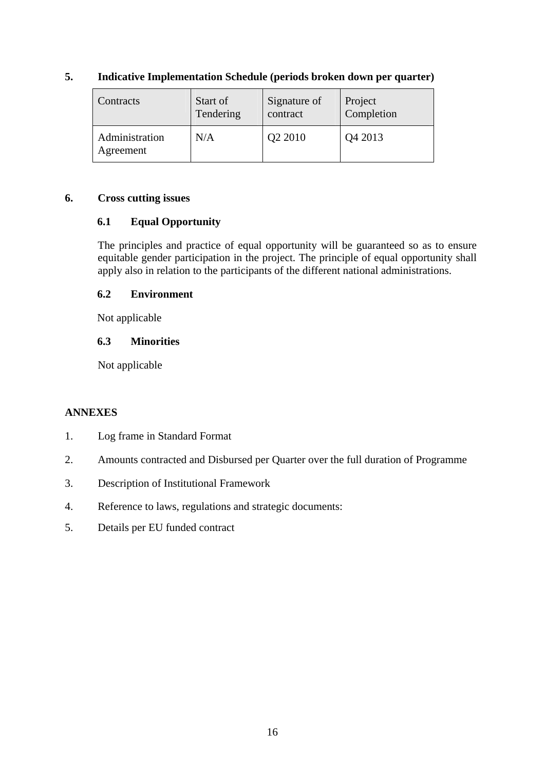## 5. Indicative Implementation Schedule (periods broken down per quarter)

| Contracts | Start of Tendering | Signature of contract | Project Completion |
|---|---|---|---|
| Administration Agreement | N/A | Q2 2010 | Q4 2013 |

## 6. Cross cutting issues

### 6.1 Equal Opportunity

The principles and practice of equal opportunity will be guaranteed so as to ensure equitable gender participation in the project. The principle of equal opportunity shall apply also in relation to the participants of the different national administrations.

### 6.2 Environment

Not applicable

### 6.3 Minorities

Not applicable

**ANNEXES**

1. Log frame in Standard Format
2. Amounts contracted and Disbursed per Quarter over the full duration of Programme
3. Description of Institutional Framework
4. Reference to laws, regulations and strategic documents:
5. Details per EU funded contract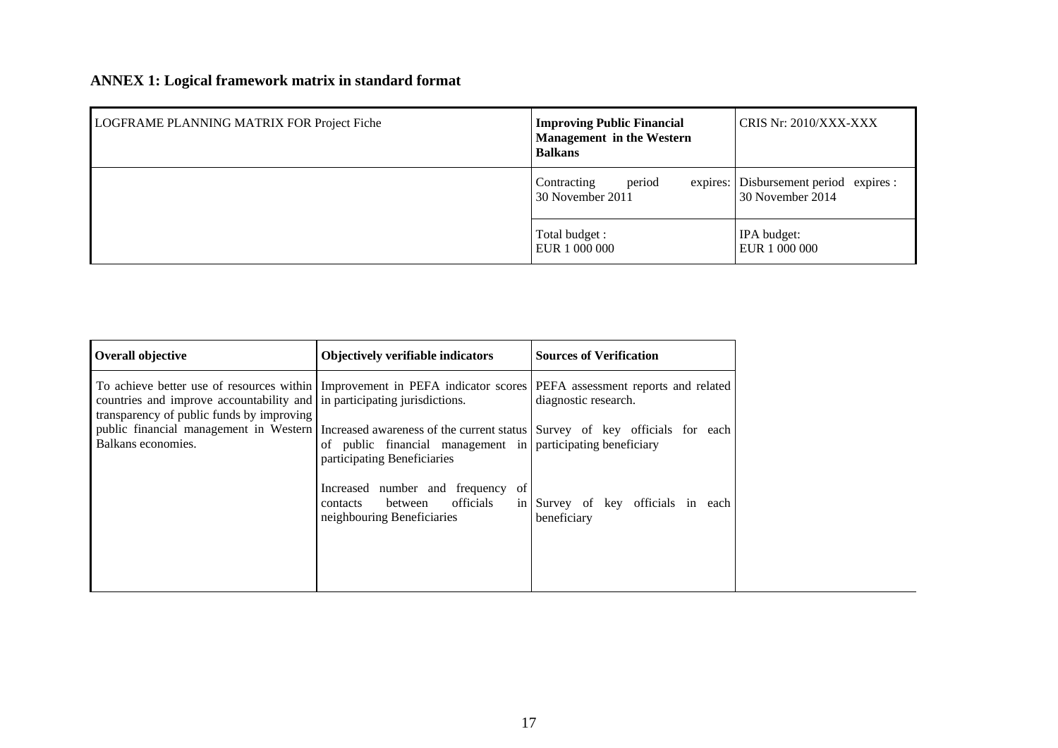## ANNEX 1: Logical framework matrix in standard format

| LOGFRAME PLANNING MATRIX FOR Project Fiche | **Improving Public Financial Management in the Western Balkans** | CRIS Nr: 2010/XXX-XXX |
|---|---|---|
| | Contracting period expires: 30 November 2011 | Disbursement period expires : 30 November 2014 |
| | Total budget : EUR 1 000 000 | IPA budget: EUR 1 000 000 |

| **Overall objective** | **Objectively verifiable indicators** | **Sources of Verification** |
|---|---|---|
| To achieve better use of resources within countries and improve accountability and transparency of public funds by improving public financial management in Western Balkans economies. | Improvement in PEFA indicator scores in participating jurisdictions. | PEFA assessment reports and related diagnostic research. |
| | Increased awareness of the current status of public financial management in participating Beneficiaries | Survey of key officials for each participating beneficiary |
| | Increased number and frequency of contacts between officials in neighbouring Beneficiaries | Survey of key officials in each beneficiary |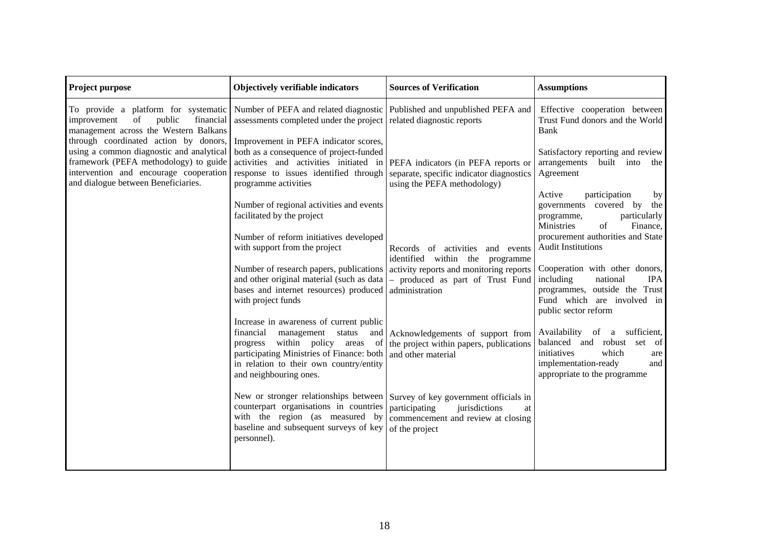| Project purpose | Objectively verifiable indicators | Sources of Verification | Assumptions |
|---|---|---|---|
| To provide a platform for systematic improvement of public financial management across the Western Balkans through coordinated action by donors, using a common diagnostic and analytical framework (PEFA methodology) to guide intervention and encourage cooperation and dialogue between Beneficiaries. | Number of PEFA and related diagnostic assessments completed under the project<br><br>Improvement in PEFA indicator scores, both as a consequence of project-funded activities and activities initiated in response to issues identified through programme activities<br><br>Number of regional activities and events facilitated by the project<br><br>Number of reform initiatives developed with support from the project<br><br>Number of research papers, publications and other original material (such as data bases and internet resources) produced with project funds<br><br>Increase in awareness of current public financial management status and progress within policy areas of participating Ministries of Finance: both in relation to their own country/entity and neighbouring ones.<br><br>New or stronger relationships between counterpart organisations in countries with the region (as measured by baseline and subsequent surveys of key personnel). | Published and unpublished PEFA and related diagnostic reports<br><br>PEFA indicators (in PEFA reports or separate, specific indicator diagnostics using the PEFA methodology)<br><br>Records of activities and events identified within the programme activity reports and monitoring reports – produced as part of Trust Fund administration<br><br>Acknowledgements of support from the project within papers, publications and other material<br><br>Survey of key government officials in participating jurisdictions at commencement and review at closing of the project | Effective cooperation between Trust Fund donors and the World Bank<br><br>Satisfactory reporting and review arrangements built into the Agreement<br><br>Active participation by governments covered by the programme, particularly Ministries of Finance, procurement authorities and State Audit Institutions<br><br>Cooperation with other donors, including national IPA programmes, outside the Trust Fund which are involved in public sector reform<br><br>Availability of a sufficient, balanced and robust set of initiatives which are implementation-ready and appropriate to the programme |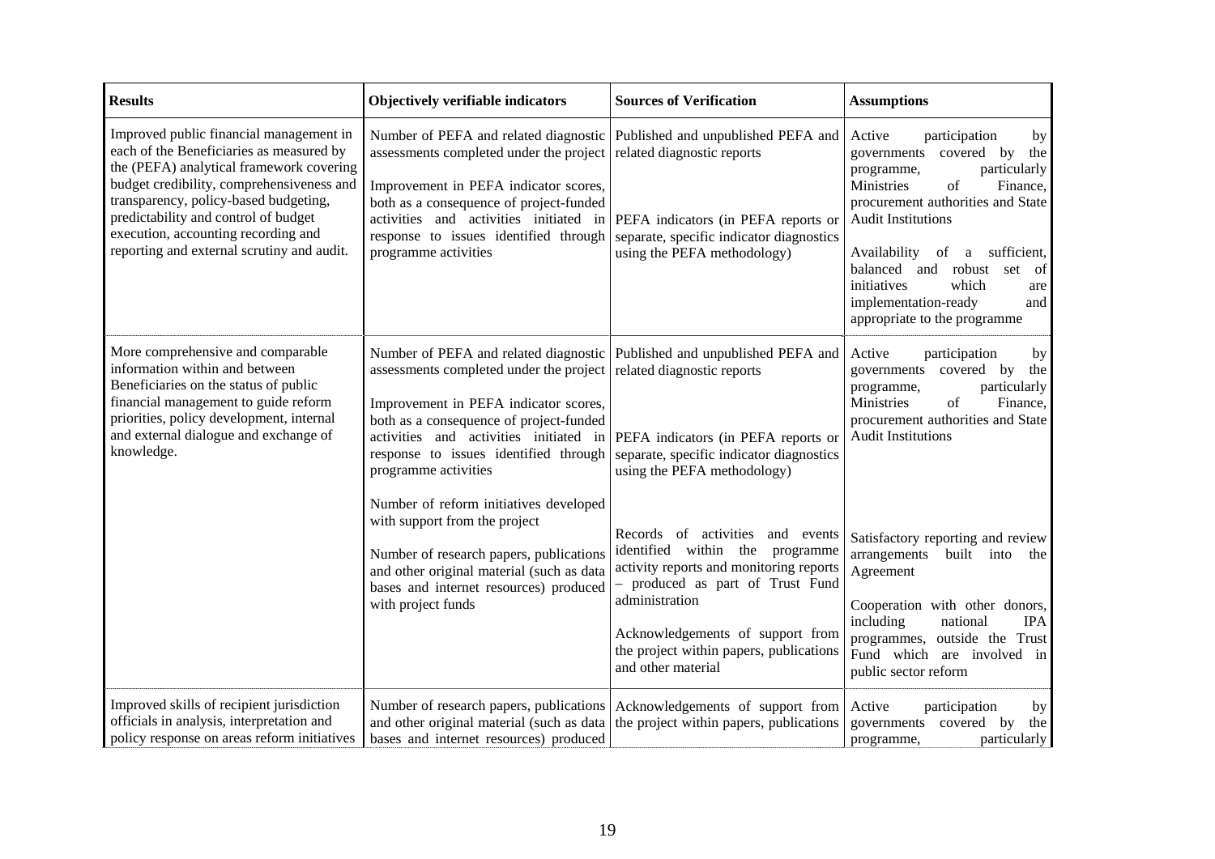| Results | Objectively verifiable indicators | Sources of Verification | Assumptions |
|---|---|---|---|
| Improved public financial management in each of the Beneficiaries as measured by the (PEFA) analytical framework covering budget credibility, comprehensiveness and transparency, policy-based budgeting, predictability and control of budget execution, accounting recording and reporting and external scrutiny and audit. | Number of PEFA and related diagnostic assessments completed under the project<br><br>Improvement in PEFA indicator scores, both as a consequence of project-funded activities and activities initiated in response to issues identified through programme activities | Published and unpublished PEFA and related diagnostic reports<br><br>PEFA indicators (in PEFA reports or separate, specific indicator diagnostics using the PEFA methodology) | Active participation by governments covered by the programme, particularly Ministries of Finance, procurement authorities and State Audit Institutions<br><br>Availability of a sufficient, balanced and robust set of initiatives which are implementation-ready and appropriate to the programme |
| More comprehensive and comparable information within and between Beneficiaries on the status of public financial management to guide reform priorities, policy development, internal and external dialogue and exchange of knowledge. | Number of PEFA and related diagnostic assessments completed under the project<br><br>Improvement in PEFA indicator scores, both as a consequence of project-funded activities and activities initiated in response to issues identified through programme activities<br><br>Number of reform initiatives developed with support from the project<br><br>Number of research papers, publications and other original material (such as data bases and internet resources) produced with project funds | Published and unpublished PEFA and related diagnostic reports<br><br>PEFA indicators (in PEFA reports or separate, specific indicator diagnostics using the PEFA methodology)<br><br>Records of activities and events identified within the programme activity reports and monitoring reports – produced as part of Trust Fund administration<br><br>Acknowledgements of support from the project within papers, publications and other material | Active participation by governments covered by the programme, particularly Ministries of Finance, procurement authorities and State Audit Institutions<br><br>Satisfactory reporting and review arrangements built into the Agreement<br><br>Cooperation with other donors, including national IPA programmes, outside the Trust Fund which are involved in public sector reform |
| Improved skills of recipient jurisdiction officials in analysis, interpretation and policy response on areas reform initiatives | Number of research papers, publications and other original material (such as data bases and internet resources) produced | Acknowledgements of support from the project within papers, publications | Active participation by governments covered by the programme, particularly |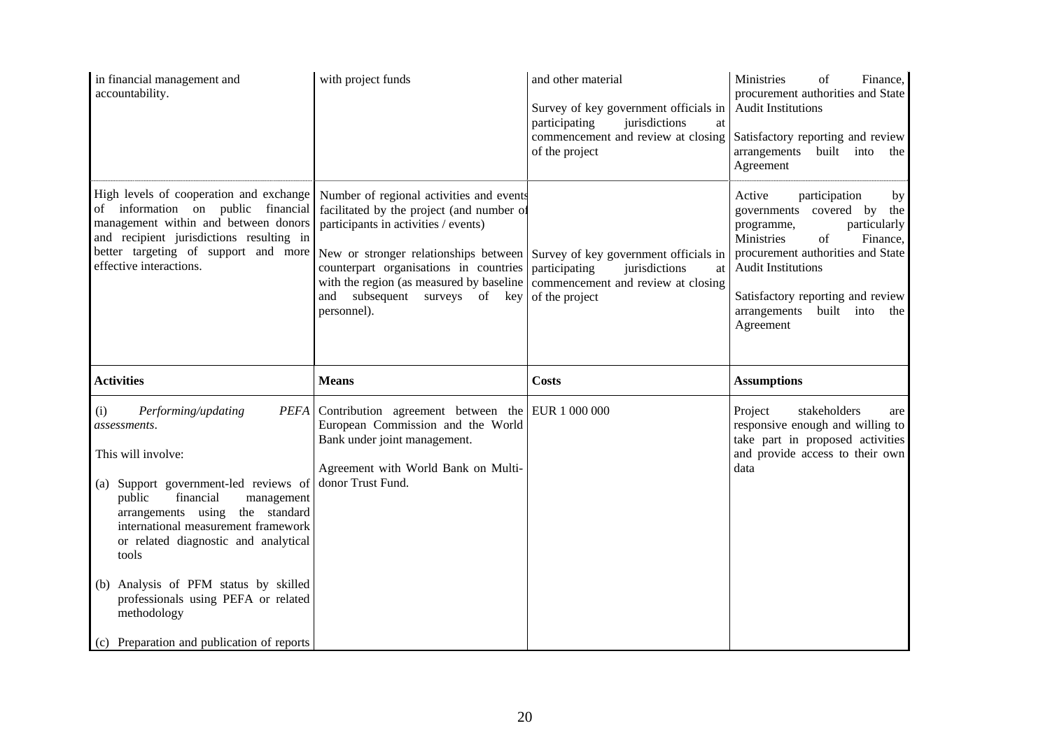| | | | |
|---|---|---|---|
| in financial management and accountability. | with project funds | and other material<br><br>Survey of key government officials in participating jurisdictions at commencement and review at closing of the project | Ministries of Finance, procurement authorities and State Audit Institutions<br><br>Satisfactory reporting and review arrangements built into the Agreement |
| High levels of cooperation and exchange of information on public financial management within and between donors and recipient jurisdictions resulting in better targeting of support and more effective interactions. | Number of regional activities and events facilitated by the project (and number of participants in activities / events)<br><br>New or stronger relationships between counterpart organisations in countries with the region (as measured by baseline and subsequent surveys of key personnel). | Survey of key government officials in participating jurisdictions at commencement and review at closing of the project | Active participation by governments covered by the programme, particularly Ministries of Finance, procurement authorities and State Audit Institutions<br><br>Satisfactory reporting and review arrangements built into the Agreement |
| **Activities** | **Means** | **Costs** | **Assumptions** |
| (i) *Performing/updating PEFA assessments*.<br><br>This will involve:<br><br>(a) Support government-led reviews of public financial management arrangements using the standard international measurement framework or related diagnostic and analytical tools<br><br>(b) Analysis of PFM status by skilled professionals using PEFA or related methodology<br><br>(c) Preparation and publication of reports | Contribution agreement between the European Commission and the World Bank under joint management.<br><br>Agreement with World Bank on Multi-donor Trust Fund. | EUR 1 000 000 | Project stakeholders are responsive enough and willing to take part in proposed activities and provide access to their own data |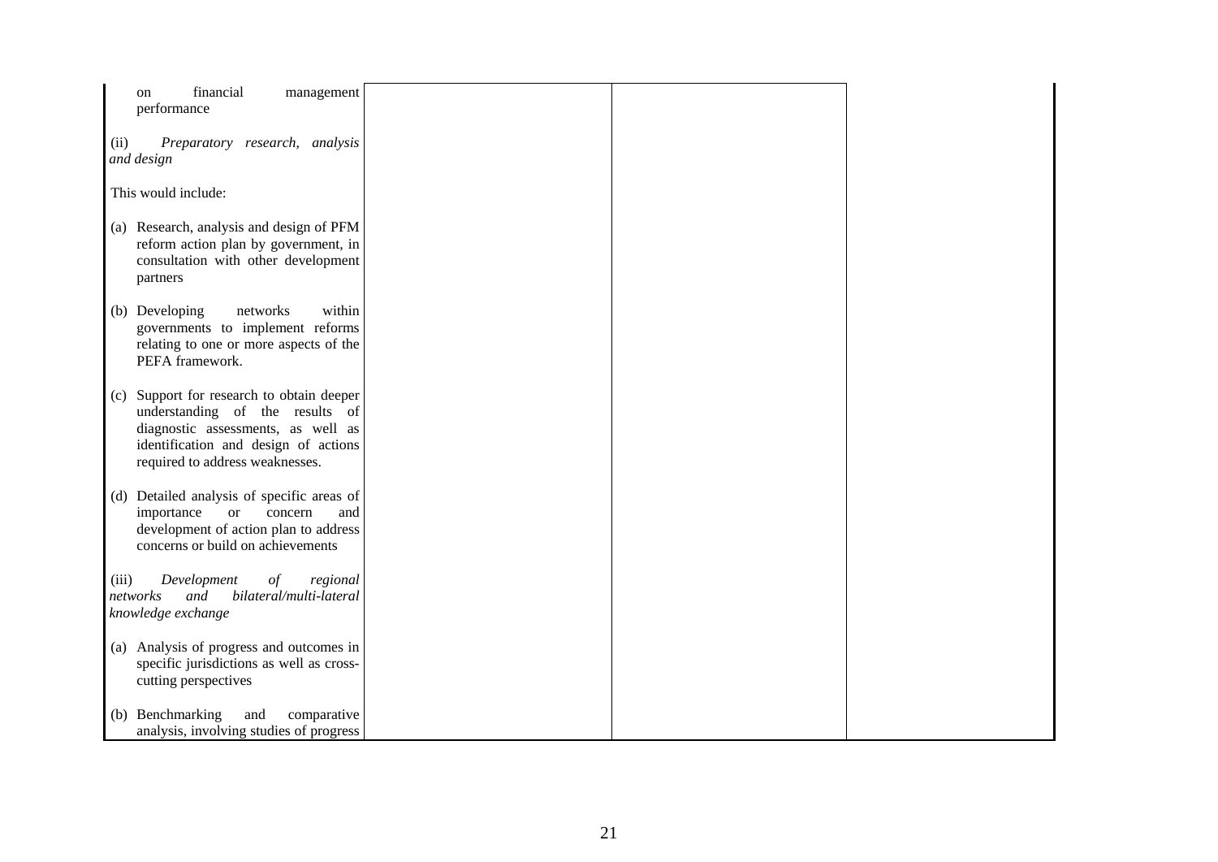| | | | |
|---|---|---|---|
| on financial management performance<br><br>(ii) *Preparatory research, analysis and design*<br><br>This would include:<br><br>(a) Research, analysis and design of PFM reform action plan by government, in consultation with other development partners<br><br>(b) Developing networks within governments to implement reforms relating to one or more aspects of the PEFA framework.<br><br>(c) Support for research to obtain deeper understanding of the results of diagnostic assessments, as well as identification and design of actions required to address weaknesses.<br><br>(d) Detailed analysis of specific areas of importance or concern and development of action plan to address concerns or build on achievements<br><br>(iii) *Development of regional networks and bilateral/multi-lateral knowledge exchange*<br><br>(a) Analysis of progress and outcomes in specific jurisdictions as well as cross-cutting perspectives<br><br>(b) Benchmarking and comparative analysis, involving studies of progress | | | |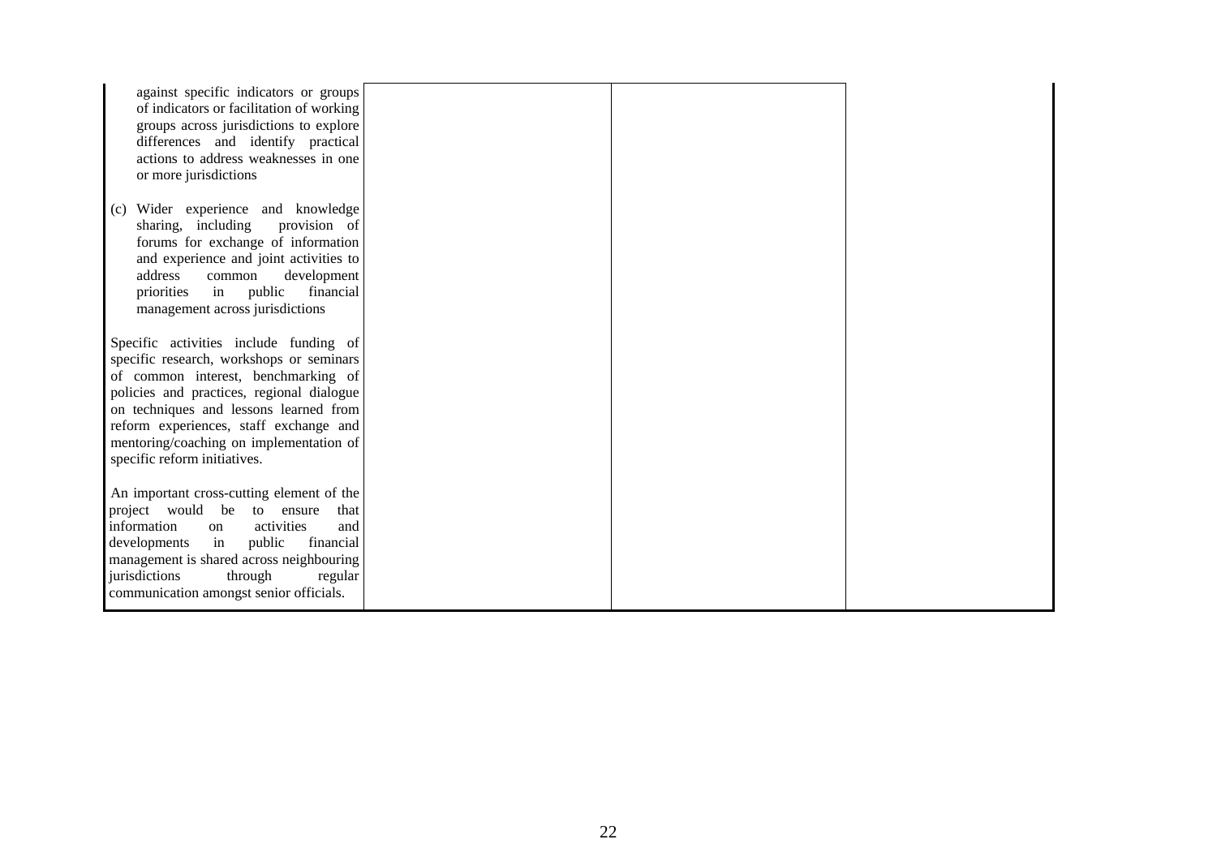| | | | |
|---|---|---|---|
| against specific indicators or groups of indicators or facilitation of working groups across jurisdictions to explore differences and identify practical actions to address weaknesses in one or more jurisdictions<br><br>(c) Wider experience and knowledge sharing, including provision of forums for exchange of information and experience and joint activities to address common development priorities in public financial management across jurisdictions<br><br>Specific activities include funding of specific research, workshops or seminars of common interest, benchmarking of policies and practices, regional dialogue on techniques and lessons learned from reform experiences, staff exchange and mentoring/coaching on implementation of specific reform initiatives.<br><br>An important cross-cutting element of the project would be to ensure that information on activities and developments in public financial management is shared across neighbouring jurisdictions through regular communication amongst senior officials. | | | |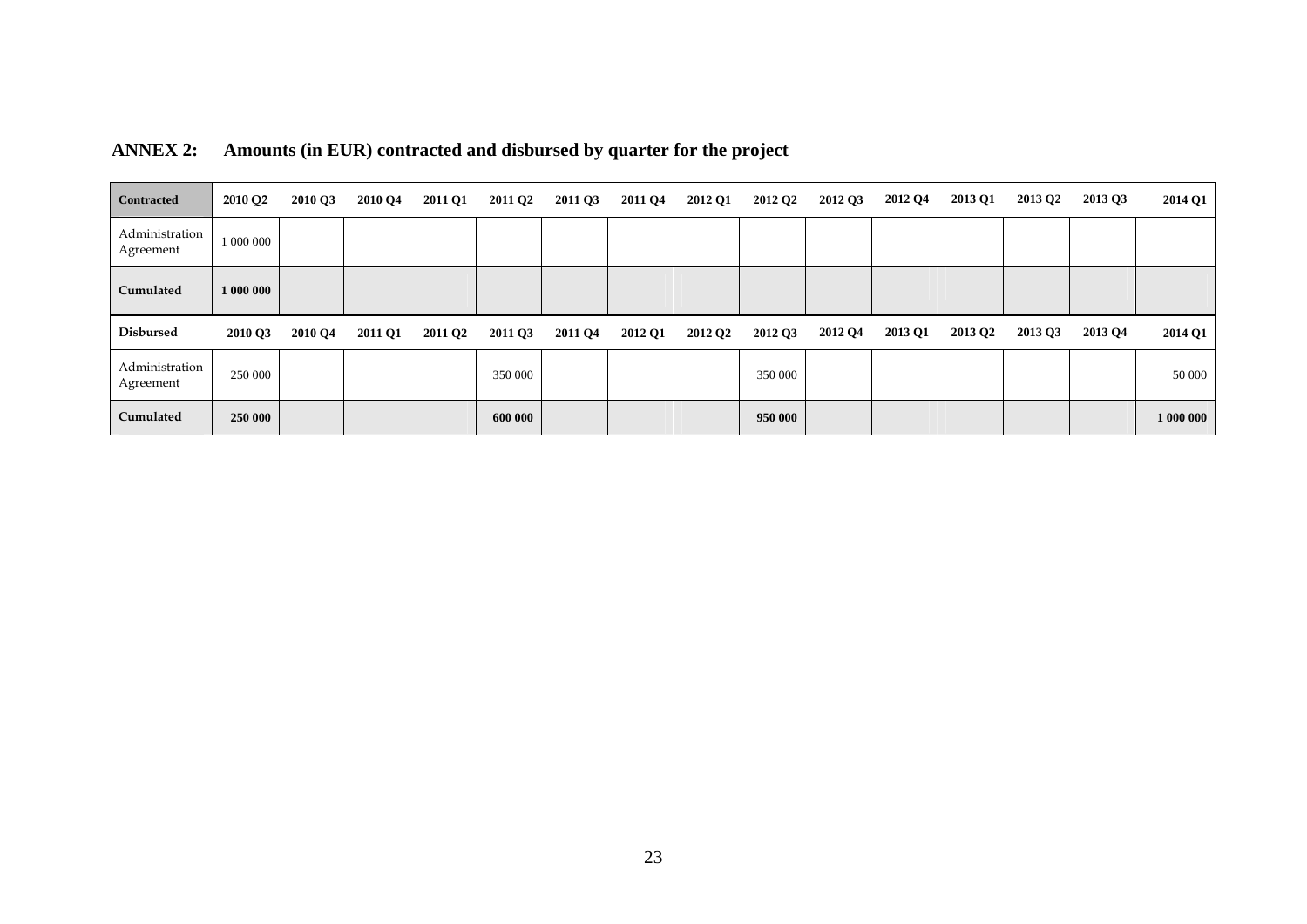## ANNEX 2: Amounts (in EUR) contracted and disbursed by quarter for the project

| Contracted | 2010 Q2 | 2010 Q3 | 2010 Q4 | 2011 Q1 | 2011 Q2 | 2011 Q3 | 2011 Q4 | 2012 Q1 | 2012 Q2 | 2012 Q3 | 2012 Q4 | 2013 Q1 | 2013 Q2 | 2013 Q3 | 2014 Q1 |
|---|---|---|---|---|---|---|---|---|---|---|---|---|---|---|---|
| Administration Agreement | 1 000 000 | | | | | | | | | | | | | | |
| **Cumulated** | **1 000 000** | | | | | | | | | | | | | | |

| Disbursed | 2010 Q3 | 2010 Q4 | 2011 Q1 | 2011 Q2 | 2011 Q3 | 2011 Q4 | 2012 Q1 | 2012 Q2 | 2012 Q3 | 2012 Q4 | 2013 Q1 | 2013 Q2 | 2013 Q3 | 2013 Q4 | 2014 Q1 |
|---|---|---|---|---|---|---|---|---|---|---|---|---|---|---|---|
| Administration Agreement | 250 000 | | | | 350 000 | | | | 350 000 | | | | | | 50 000 |
| **Cumulated** | **250 000** | | | | **600 000** | | | | **950 000** | | | | | | **1 000 000** |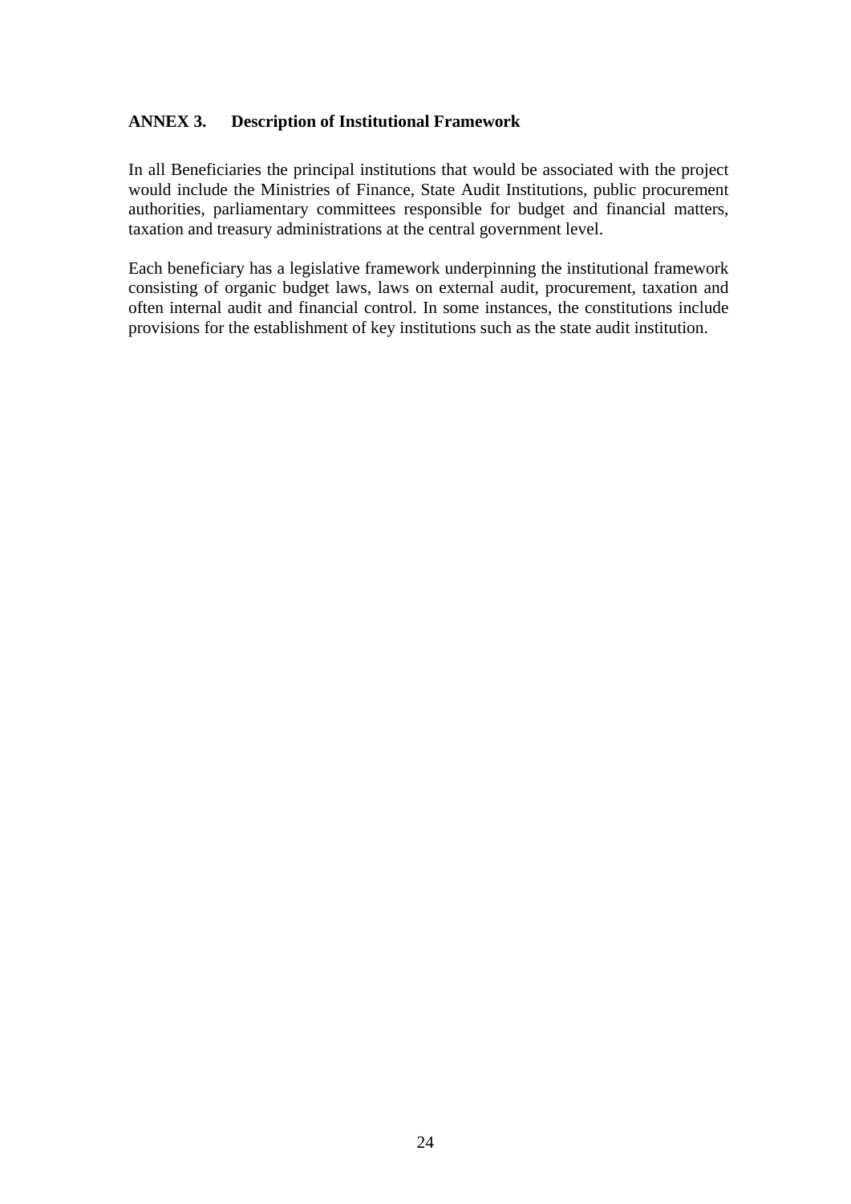## ANNEX 3. Description of Institutional Framework

In all Beneficiaries the principal institutions that would be associated with the project would include the Ministries of Finance, State Audit Institutions, public procurement authorities, parliamentary committees responsible for budget and financial matters, taxation and treasury administrations at the central government level.

Each beneficiary has a legislative framework underpinning the institutional framework consisting of organic budget laws, laws on external audit, procurement, taxation and often internal audit and financial control. In some instances, the constitutions include provisions for the establishment of key institutions such as the state audit institution.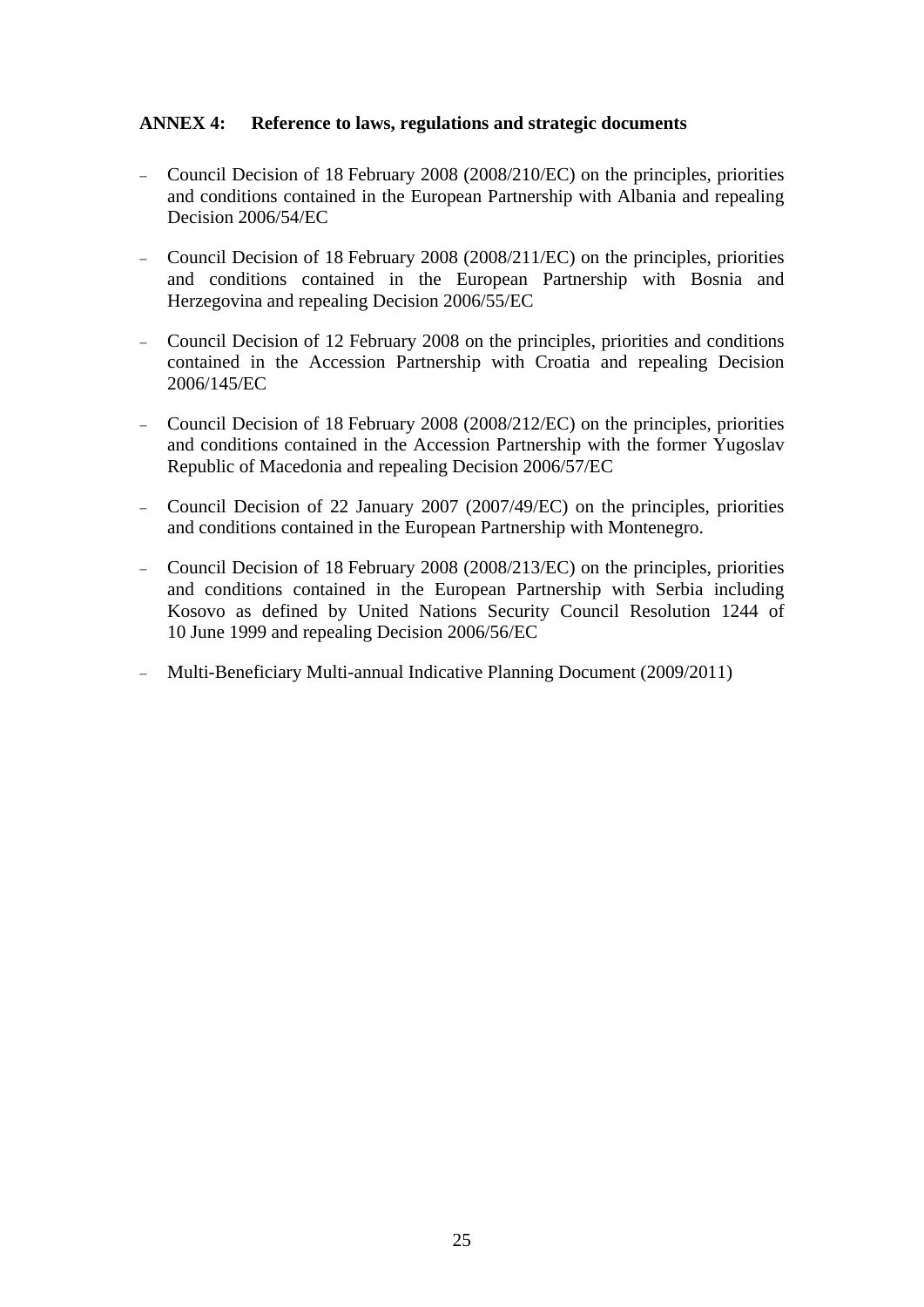## ANNEX 4: Reference to laws, regulations and strategic documents

- Council Decision of 18 February 2008 (2008/210/EC) on the principles, priorities and conditions contained in the European Partnership with Albania and repealing Decision 2006/54/EC
- Council Decision of 18 February 2008 (2008/211/EC) on the principles, priorities and conditions contained in the European Partnership with Bosnia and Herzegovina and repealing Decision 2006/55/EC
- Council Decision of 12 February 2008 on the principles, priorities and conditions contained in the Accession Partnership with Croatia and repealing Decision 2006/145/EC
- Council Decision of 18 February 2008 (2008/212/EC) on the principles, priorities and conditions contained in the Accession Partnership with the former Yugoslav Republic of Macedonia and repealing Decision 2006/57/EC
- Council Decision of 22 January 2007 (2007/49/EC) on the principles, priorities and conditions contained in the European Partnership with Montenegro.
- Council Decision of 18 February 2008 (2008/213/EC) on the principles, priorities and conditions contained in the European Partnership with Serbia including Kosovo as defined by United Nations Security Council Resolution 1244 of 10 June 1999 and repealing Decision 2006/56/EC
- Multi-Beneficiary Multi-annual Indicative Planning Document (2009/2011)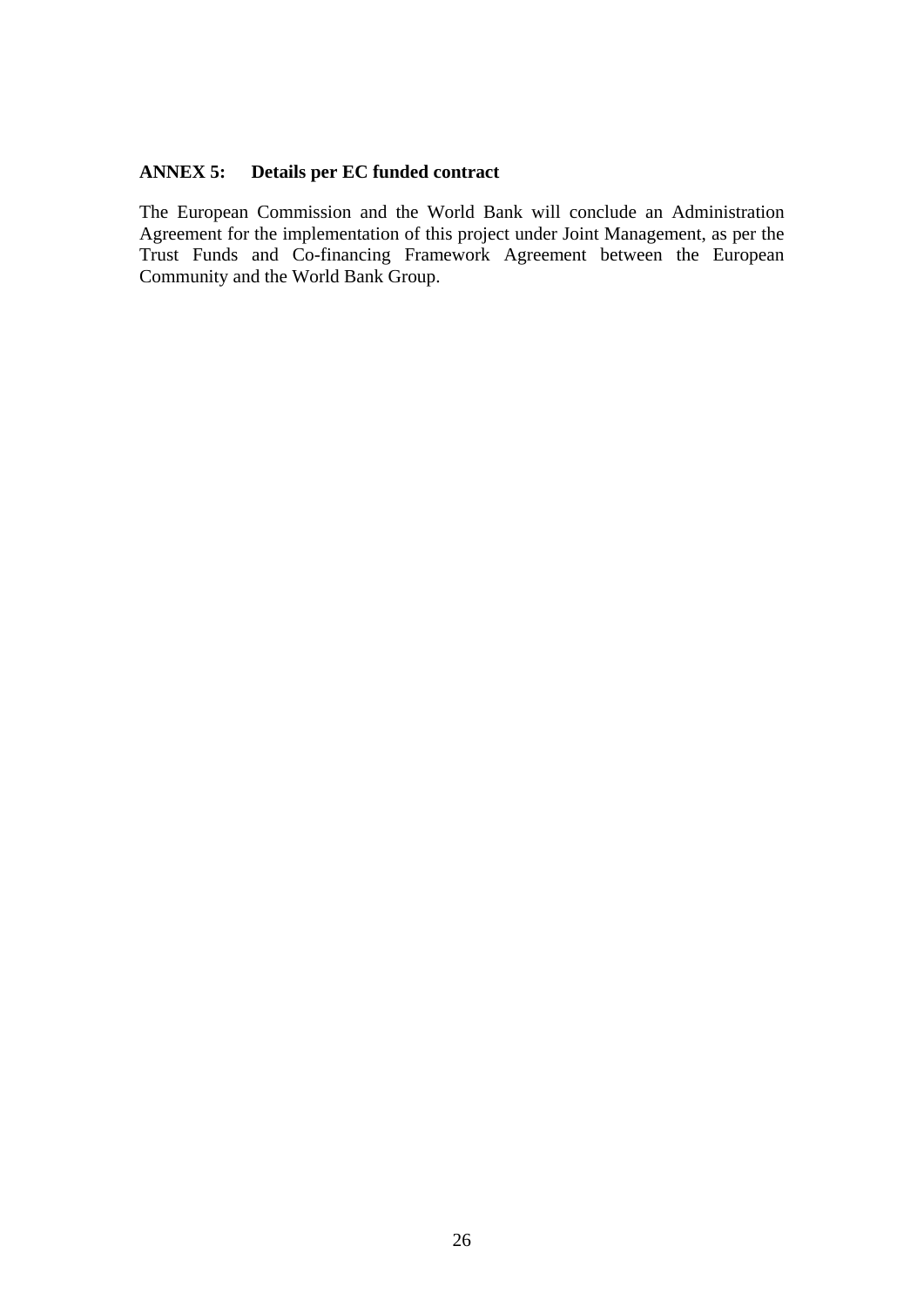## ANNEX 5: Details per EC funded contract

The European Commission and the World Bank will conclude an Administration Agreement for the implementation of this project under Joint Management, as per the Trust Funds and Co-financing Framework Agreement between the European Community and the World Bank Group.